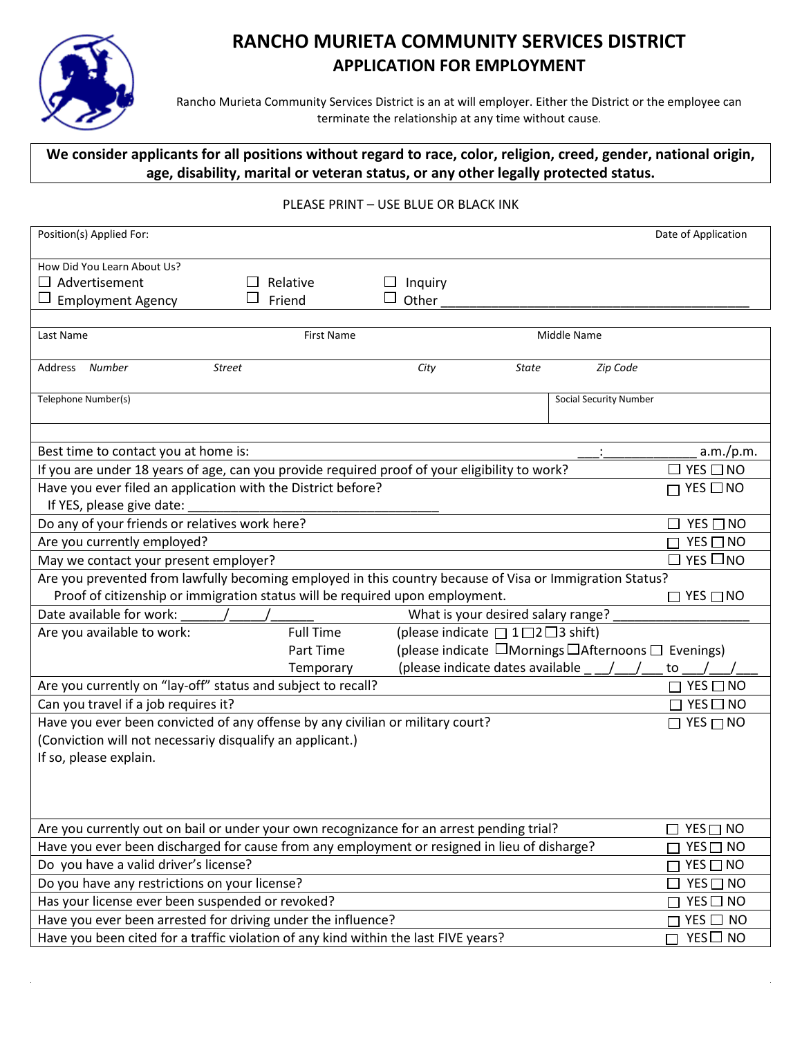# RANCHO MURIETA COMMUNITY SERVICES DISTRICT

## APPLICATION FOR EMPLOYMENT

Rancho Murieta Community Services District is an at will employer. Either the District or the employee can terminate the relationship at any time without cause.

**We consider applicants for all positions without regard to race, color, religion, creed, gender, national origin, age, disability, marital or veteran status, or any other legally protected status.**

PLEASE PRINT – USE BLUE OR BLACK INK

Position(s) Applied For: Date of Application

How Did You Learn About Us?

☐ Advertisement ☐ Relative ☐ Inquiry
☐ Employment Agency ☐ Friend ☐ Other ___________________________________________

Last Name First Name Middle Name

Address *Number* *Street* *City* *State* *Zip Code*

Telephone Number(s) Social Security Number

| | |
|---|---|
| Best time to contact you at home is: | ___:_____________ a.m./p.m. |
| If you are under 18 years of age, can you provide required proof of your eligibility to work? | ☐ YES ☐ NO |
| Have you ever filed an application with the District before?<br>If YES, please give date: ___________________________________ | ☐ YES ☐ NO |
| Do any of your friends or relatives work here? | ☐ YES ☐ NO |
| Are you currently employed? | ☐ YES ☐ NO |
| May we contact your present employer? | ☐ YES ☐ NO |
| Are you prevented from lawfully becoming employed in this country because of Visa or Immigration Status?<br>Proof of citizenship or immigration status will be required upon employment. | ☐ YES ☐ NO |
| Date available for work: ______/_____/______ What is your desired salary range? __________________ | |
| Are you available to work: Full Time (please indicate ☐ 1 ☐2 ☐3 shift)<br>Part Time (please indicate ☐Mornings ☐Afternoons ☐ Evenings)<br>Temporary (please indicate dates available ___/___/___ to ___/___/___ | |
| Are you currently on "lay-off" status and subject to recall? | ☐ YES ☐ NO |
| Can you travel if a job requires it? | ☐ YES ☐ NO |
| Have you ever been convicted of any offense by any civilian or military court?<br>(Conviction will not necessariy disqualify an applicant.)<br>If so, please explain. | ☐ YES ☐ NO |
| Are you currently out on bail or under your own recognizance for an arrest pending trial? | ☐ YES ☐ NO |
| Have you ever been discharged for cause from any employment or resigned in lieu of disharge? | ☐ YES ☐ NO |
| Do you have a valid driver's license? | ☐ YES ☐ NO |
| Do you have any restrictions on your license? | ☐ YES ☐ NO |
| Has your license ever been suspended or revoked? | ☐ YES ☐ NO |
| Have you ever been arrested for driving under the influence? | ☐ YES ☐ NO |
| Have you been cited for a traffic violation of any kind within the last FIVE years? | ☐ YES ☐ NO |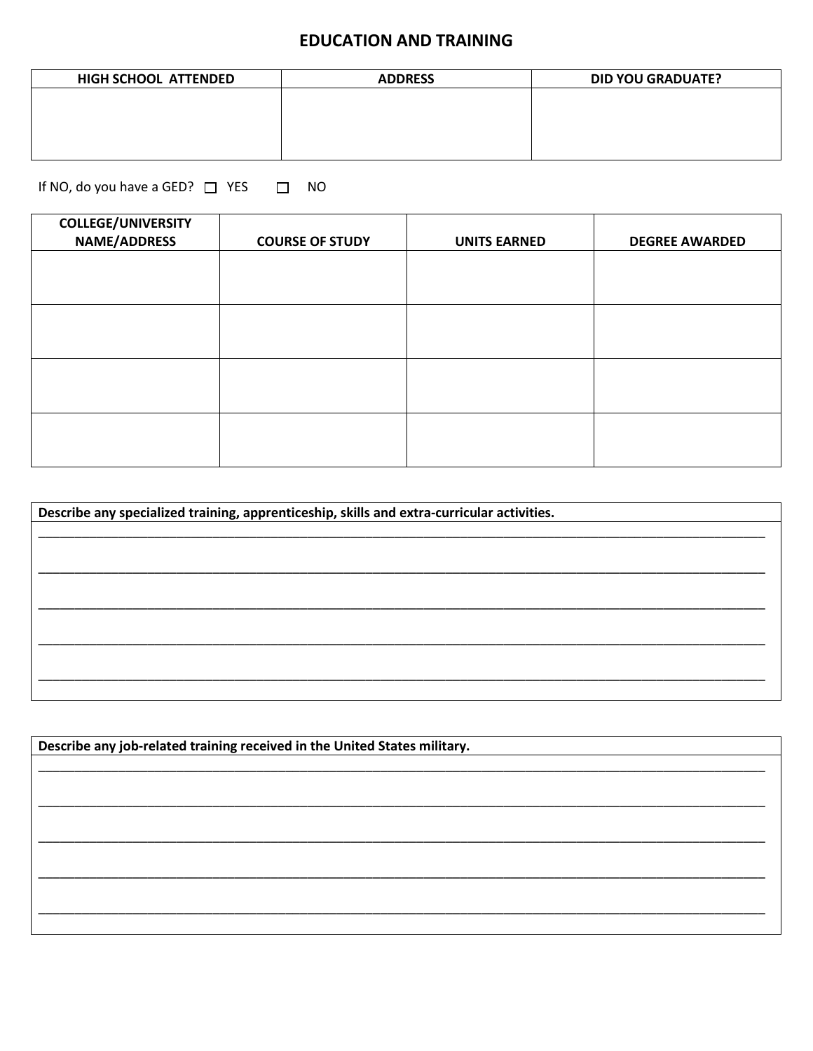# EDUCATION AND TRAINING

| HIGH SCHOOL ATTENDED | ADDRESS | DID YOU GRADUATE? |
|---|---|---|
| | | |

If NO, do you have a GED? ☐ YES ☐ NO

| COLLEGE/UNIVERSITY NAME/ADDRESS | COURSE OF STUDY | UNITS EARNED | DEGREE AWARDED |
|---|---|---|---|
| | | | |
| | | | |
| | | | |
| | | | |

**Describe any specialized training, apprenticeship, skills and extra-curricular activities.**

______________________________________________________________________________

______________________________________________________________________________

______________________________________________________________________________

______________________________________________________________________________

______________________________________________________________________________

**Describe any job-related training received in the United States military.**

______________________________________________________________________________

______________________________________________________________________________

______________________________________________________________________________

______________________________________________________________________________

______________________________________________________________________________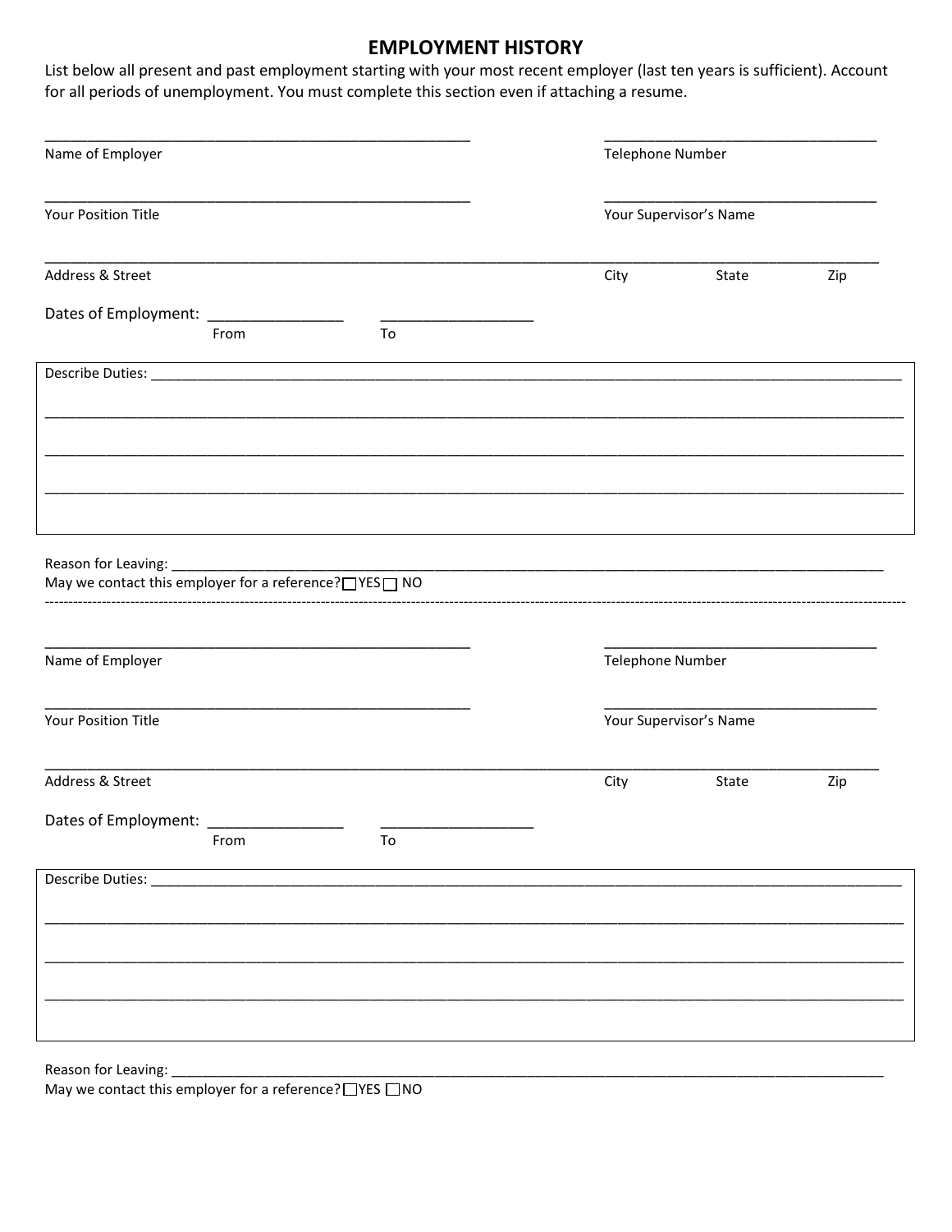## EMPLOYMENT HISTORY

List below all present and past employment starting with your most recent employer (last ten years is sufficient). Account for all periods of unemployment. You must complete this section even if attaching a resume.

Name of Employer ______________________ Telephone Number ______________________

Your Position Title ______________________ Your Supervisor's Name ______________________

Address & Street ______________________ City ________ State ________ Zip ________

Dates of Employment: From ____________ To ____________

Describe Duties: ______________________________________________

______________________________________________

______________________________________________

______________________________________________

Reason for Leaving: ______________________________________________

May we contact this employer for a reference? ☐ YES ☐ NO

---

Name of Employer ______________________ Telephone Number ______________________

Your Position Title ______________________ Your Supervisor's Name ______________________

Address & Street ______________________ City ________ State ________ Zip ________

Dates of Employment: From ____________ To ____________

Describe Duties: ______________________________________________

______________________________________________

______________________________________________

______________________________________________

Reason for Leaving: ______________________________________________

May we contact this employer for a reference? ☐ YES ☐ NO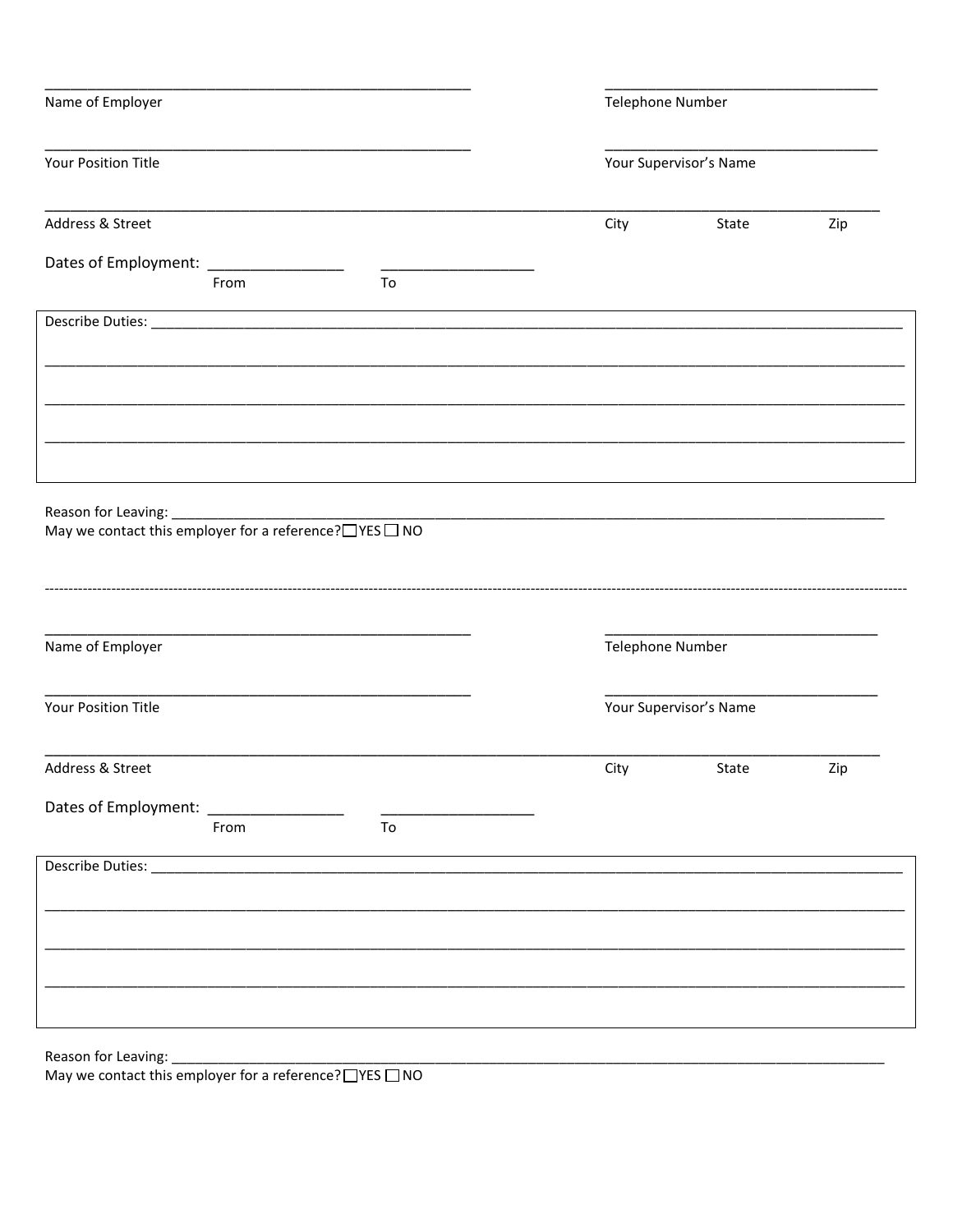______________________________________________________ ___________________________________

Name of Employer Telephone Number

______________________________________________________ ___________________________________

Your Position Title Your Supervisor's Name

_____________________________________________________________________________________________________________

Address & Street City State Zip

Dates of Employment: ________________ __________________

From To

Describe Duties: ____________________________________________________________________________________________

_____________________________________________________________________________________________________________

_____________________________________________________________________________________________________________

_____________________________________________________________________________________________________________

Reason for Leaving: _________________________________________________________________________________________

May we contact this employer for a reference? ☐ YES ☐ NO

---

______________________________________________________ ___________________________________

Name of Employer Telephone Number

______________________________________________________ ___________________________________

Your Position Title Your Supervisor's Name

_____________________________________________________________________________________________________________

Address & Street City State Zip

Dates of Employment: ________________ __________________

From To

Describe Duties: ____________________________________________________________________________________________

_____________________________________________________________________________________________________________

_____________________________________________________________________________________________________________

_____________________________________________________________________________________________________________

Reason for Leaving: _________________________________________________________________________________________

May we contact this employer for a reference? ☐ YES ☐ NO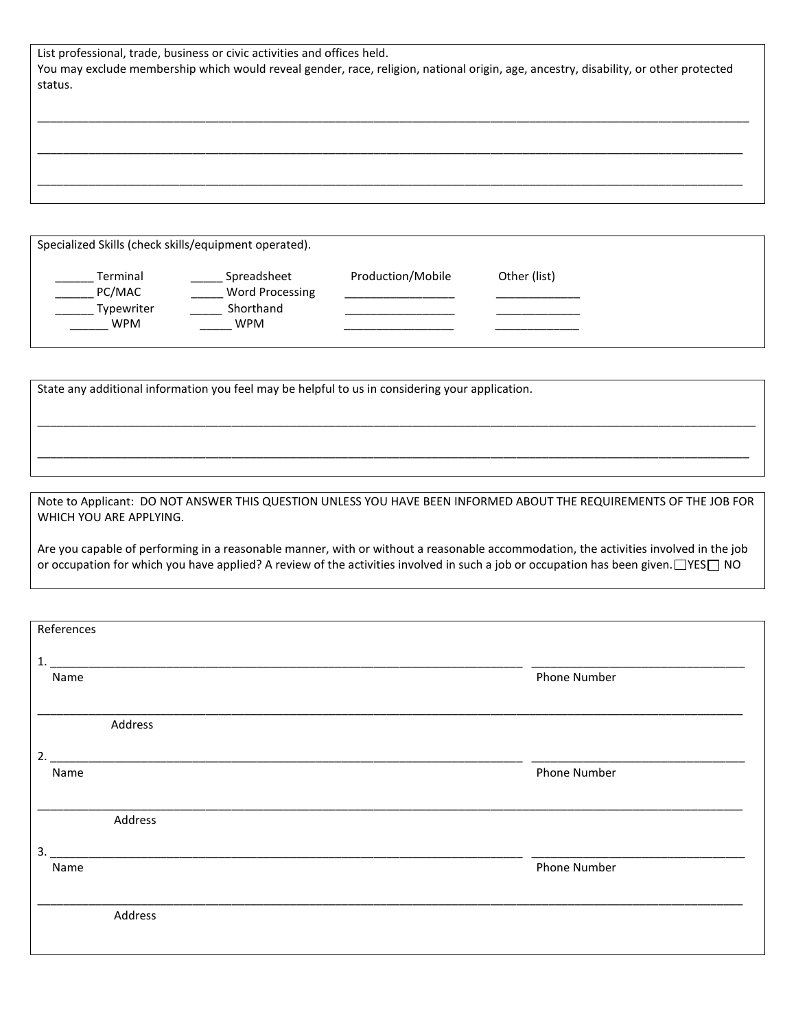List professional, trade, business or civic activities and offices held.
You may exclude membership which would reveal gender, race, religion, national origin, age, ancestry, disability, or other protected status.

______________________________________________________________________________________________

______________________________________________________________________________________________

______________________________________________________________________________________________

Specialized Skills (check skills/equipment operated).

| | | | |
|---|---|---|---|
| ______ Terminal | _____ Spreadsheet | Production/Mobile | Other (list) |
| ______ PC/MAC | _____ Word Processing | _________________ | _____________ |
| ______ Typewriter | _____ Shorthand | _________________ | _____________ |
| ______ WPM | _____ WPM | _________________ | _____________ |

State any additional information you feel may be helpful to us in considering your application.

______________________________________________________________________________________________

______________________________________________________________________________________________

Note to Applicant: DO NOT ANSWER THIS QUESTION UNLESS YOU HAVE BEEN INFORMED ABOUT THE REQUIREMENTS OF THE JOB FOR WHICH YOU ARE APPLYING.

Are you capable of performing in a reasonable manner, with or without a reasonable accommodation, the activities involved in the job or occupation for which you have applied? A review of the activities involved in such a job or occupation has been given. ☐ YES ☐ NO

References

1. ______________________________________________________________________ ________________________________
Name Phone Number

______________________________________________________________________________________________
Address

2. ______________________________________________________________________ ________________________________
Name Phone Number

______________________________________________________________________________________________
Address

3. ______________________________________________________________________ ________________________________
Name Phone Number

______________________________________________________________________________________________
Address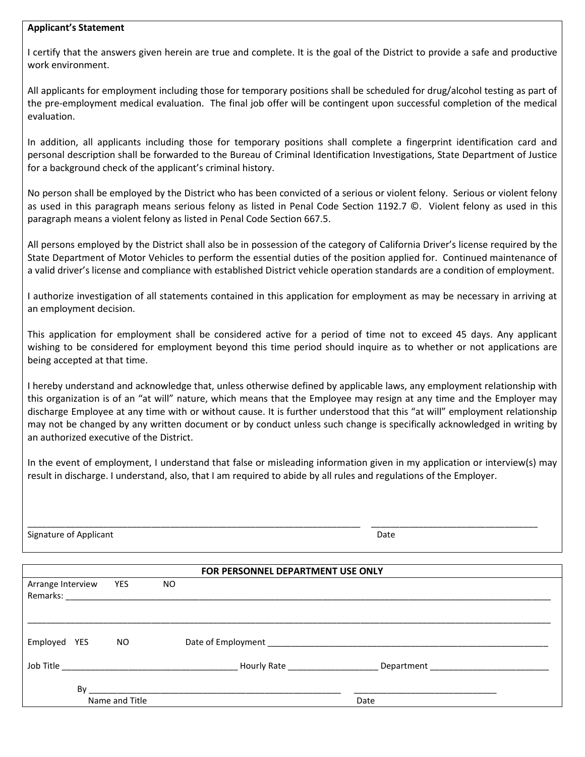**Applicant's Statement**

I certify that the answers given herein are true and complete. It is the goal of the District to provide a safe and productive work environment.

All applicants for employment including those for temporary positions shall be scheduled for drug/alcohol testing as part of the pre-employment medical evaluation. The final job offer will be contingent upon successful completion of the medical evaluation.

In addition, all applicants including those for temporary positions shall complete a fingerprint identification card and personal description shall be forwarded to the Bureau of Criminal Identification Investigations, State Department of Justice for a background check of the applicant's criminal history.

No person shall be employed by the District who has been convicted of a serious or violent felony. Serious or violent felony as used in this paragraph means serious felony as listed in Penal Code Section 1192.7 ©. Violent felony as used in this paragraph means a violent felony as listed in Penal Code Section 667.5.

All persons employed by the District shall also be in possession of the category of California Driver's license required by the State Department of Motor Vehicles to perform the essential duties of the position applied for. Continued maintenance of a valid driver's license and compliance with established District vehicle operation standards are a condition of employment.

I authorize investigation of all statements contained in this application for employment as may be necessary in arriving at an employment decision.

This application for employment shall be considered active for a period of time not to exceed 45 days. Any applicant wishing to be considered for employment beyond this time period should inquire as to whether or not applications are being accepted at that time.

I hereby understand and acknowledge that, unless otherwise defined by applicable laws, any employment relationship with this organization is of an "at will" nature, which means that the Employee may resign at any time and the Employer may discharge Employee at any time with or without cause. It is further understood that this "at will" employment relationship may not be changed by any written document or by conduct unless such change is specifically acknowledged in writing by an authorized executive of the District.

In the event of employment, I understand that false or misleading information given in my application or interview(s) may result in discharge. I understand, also, that I am required to abide by all rules and regulations of the Employer.

______________________________________________________________________ ___________________________________

Signature of Applicant Date

**FOR PERSONNEL DEPARTMENT USE ONLY**

Arrange Interview YES NO

Remarks: ____________________________________________________________________________________________________

____________________________________________________________________________________________________________

Employed YES NO Date of Employment ____________________________________________________________

Job Title ____________________________________ Hourly Rate __________________ Department ________________________

By ________________________________________________________ ______________________________

Name and Title Date